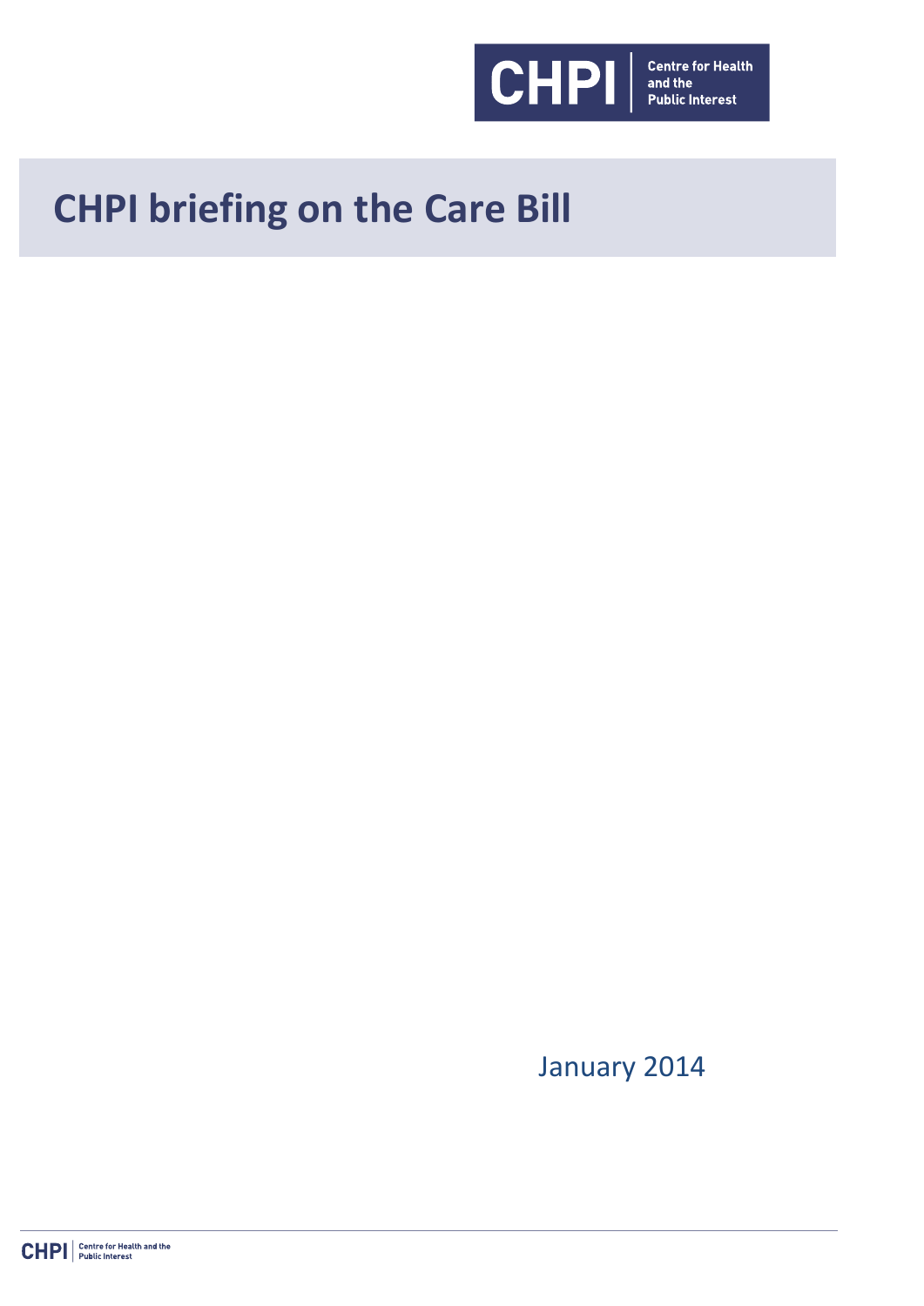# CHPI briefing on the Care Bill

January 2014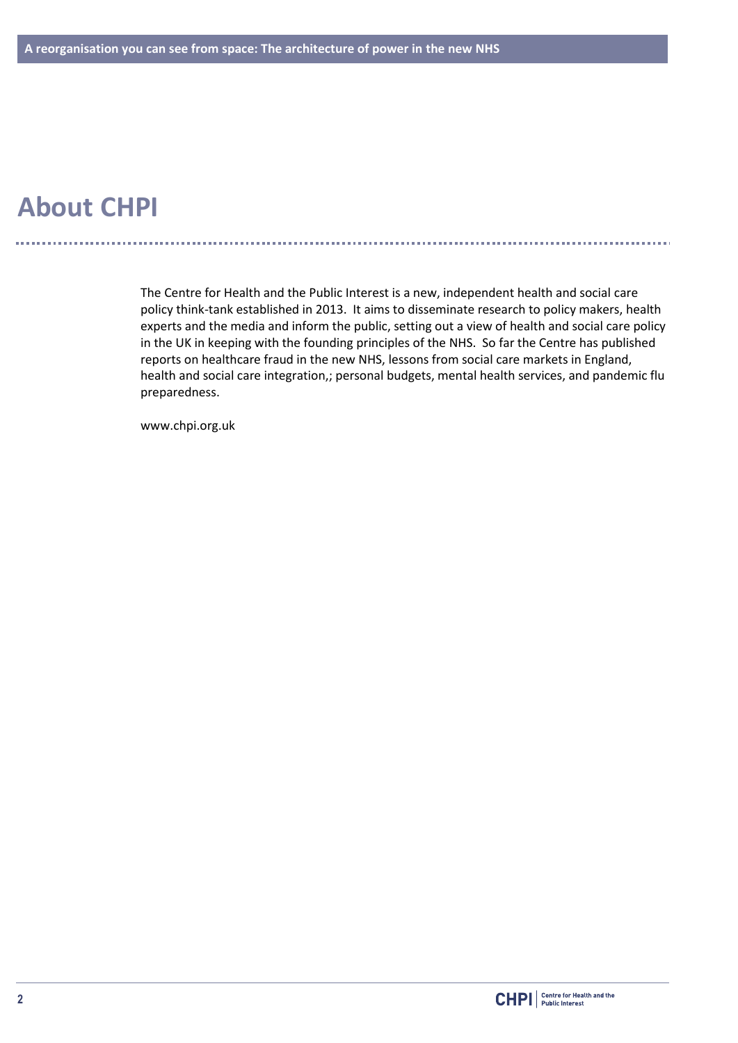# About CHPI

The Centre for Health and the Public Interest is a new, independent health and social care policy think-tank established in 2013. It aims to disseminate research to policy makers, health experts and the media and inform the public, setting out a view of health and social care policy in the UK in keeping with the founding principles of the NHS. So far the Centre has published reports on healthcare fraud in the new NHS, lessons from social care markets in England, health and social care integration,; personal budgets, mental health services, and pandemic flu preparedness.

www.chpi.org.uk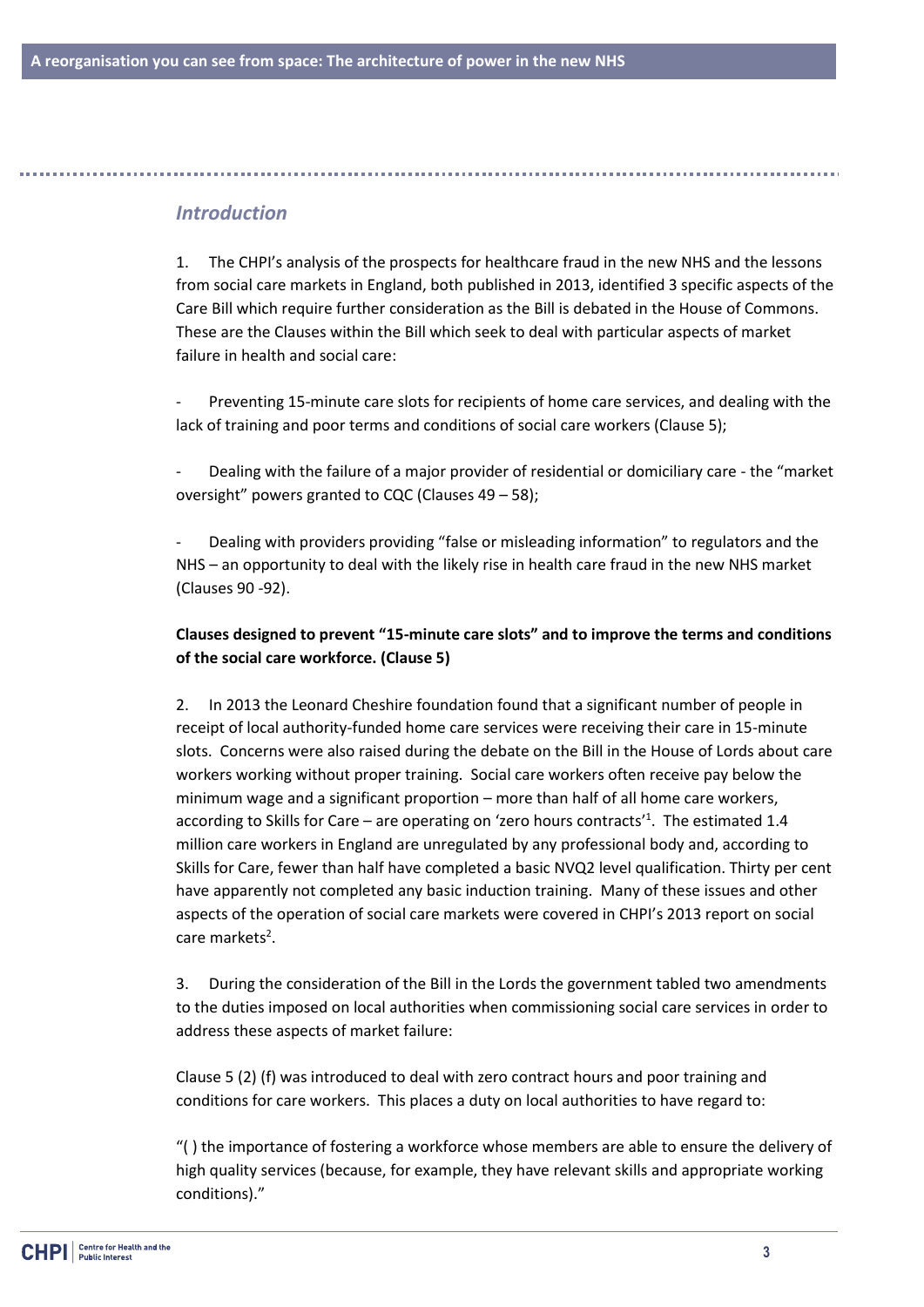## *Introduction*

1. The CHPI's analysis of the prospects for healthcare fraud in the new NHS and the lessons from social care markets in England, both published in 2013, identified 3 specific aspects of the Care Bill which require further consideration as the Bill is debated in the House of Commons. These are the Clauses within the Bill which seek to deal with particular aspects of market failure in health and social care:

- Preventing 15-minute care slots for recipients of home care services, and dealing with the lack of training and poor terms and conditions of social care workers (Clause 5);

- Dealing with the failure of a major provider of residential or domiciliary care - the "market oversight" powers granted to CQC (Clauses 49 – 58);

- Dealing with providers providing "false or misleading information" to regulators and the NHS – an opportunity to deal with the likely rise in health care fraud in the new NHS market (Clauses 90 -92).

**Clauses designed to prevent "15-minute care slots" and to improve the terms and conditions of the social care workforce. (Clause 5)**

2. In 2013 the Leonard Cheshire foundation found that a significant number of people in receipt of local authority-funded home care services were receiving their care in 15-minute slots. Concerns were also raised during the debate on the Bill in the House of Lords about care workers working without proper training. Social care workers often receive pay below the minimum wage and a significant proportion – more than half of all home care workers, according to Skills for Care – are operating on 'zero hours contracts'[1]. The estimated 1.4 million care workers in England are unregulated by any professional body and, according to Skills for Care, fewer than half have completed a basic NVQ2 level qualification. Thirty per cent have apparently not completed any basic induction training. Many of these issues and other aspects of the operation of social care markets were covered in CHPI's 2013 report on social care markets[2].

3. During the consideration of the Bill in the Lords the government tabled two amendments to the duties imposed on local authorities when commissioning social care services in order to address these aspects of market failure:

Clause 5 (2) (f) was introduced to deal with zero contract hours and poor training and conditions for care workers. This places a duty on local authorities to have regard to:

"( ) the importance of fostering a workforce whose members are able to ensure the delivery of high quality services (because, for example, they have relevant skills and appropriate working conditions)."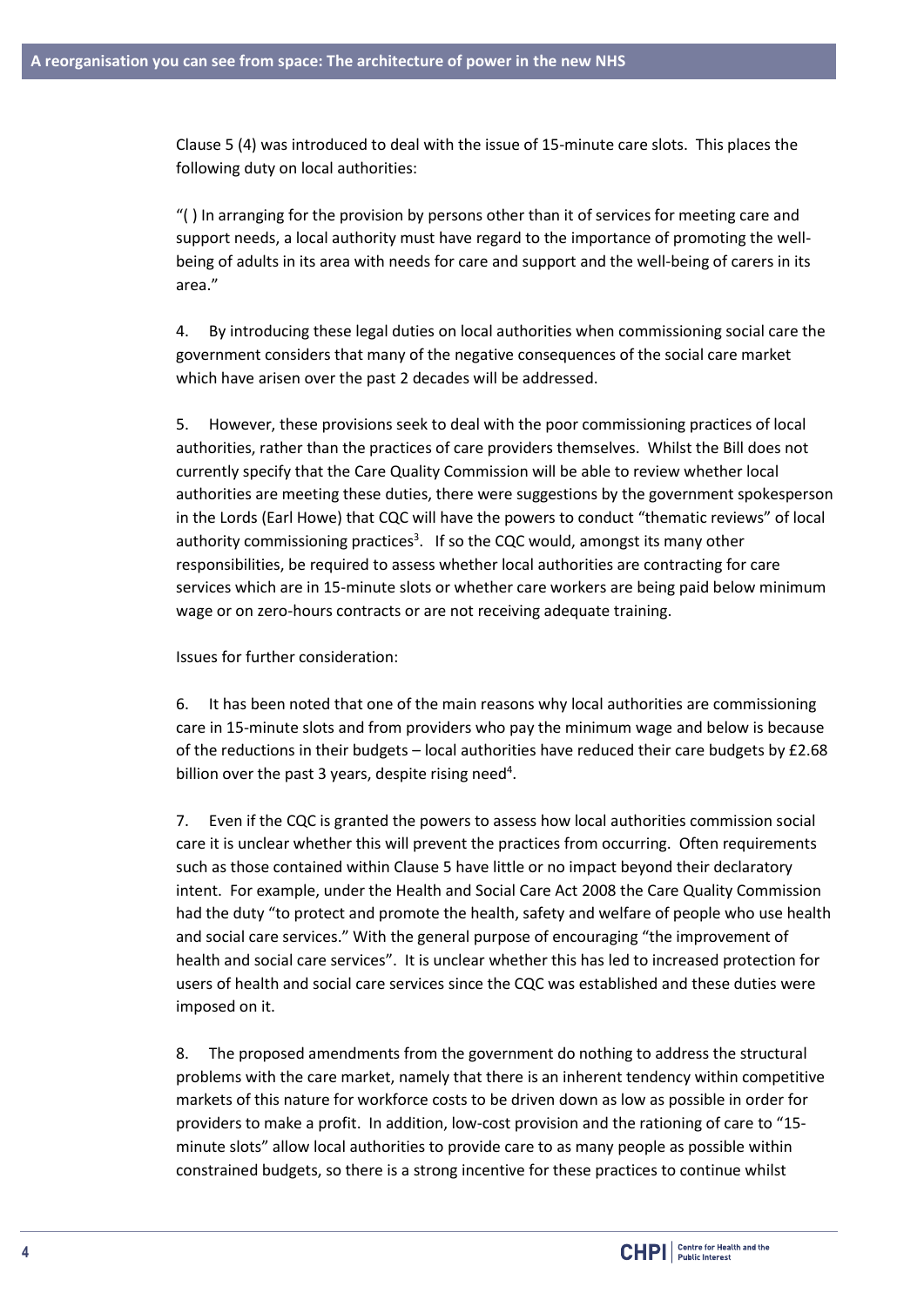Clause 5 (4) was introduced to deal with the issue of 15-minute care slots. This places the following duty on local authorities:

"( ) In arranging for the provision by persons other than it of services for meeting care and support needs, a local authority must have regard to the importance of promoting the well-being of adults in its area with needs for care and support and the well-being of carers in its area."

4. By introducing these legal duties on local authorities when commissioning social care the government considers that many of the negative consequences of the social care market which have arisen over the past 2 decades will be addressed.

5. However, these provisions seek to deal with the poor commissioning practices of local authorities, rather than the practices of care providers themselves. Whilst the Bill does not currently specify that the Care Quality Commission will be able to review whether local authorities are meeting these duties, there were suggestions by the government spokesperson in the Lords (Earl Howe) that CQC will have the powers to conduct "thematic reviews" of local authority commissioning practices[3]. If so the CQC would, amongst its many other responsibilities, be required to assess whether local authorities are contracting for care services which are in 15-minute slots or whether care workers are being paid below minimum wage or on zero-hours contracts or are not receiving adequate training.

Issues for further consideration:

6. It has been noted that one of the main reasons why local authorities are commissioning care in 15-minute slots and from providers who pay the minimum wage and below is because of the reductions in their budgets – local authorities have reduced their care budgets by £2.68 billion over the past 3 years, despite rising need[4].

7. Even if the CQC is granted the powers to assess how local authorities commission social care it is unclear whether this will prevent the practices from occurring. Often requirements such as those contained within Clause 5 have little or no impact beyond their declaratory intent. For example, under the Health and Social Care Act 2008 the Care Quality Commission had the duty "to protect and promote the health, safety and welfare of people who use health and social care services." With the general purpose of encouraging "the improvement of health and social care services". It is unclear whether this has led to increased protection for users of health and social care services since the CQC was established and these duties were imposed on it.

8. The proposed amendments from the government do nothing to address the structural problems with the care market, namely that there is an inherent tendency within competitive markets of this nature for workforce costs to be driven down as low as possible in order for providers to make a profit. In addition, low-cost provision and the rationing of care to "15-minute slots" allow local authorities to provide care to as many people as possible within constrained budgets, so there is a strong incentive for these practices to continue whilst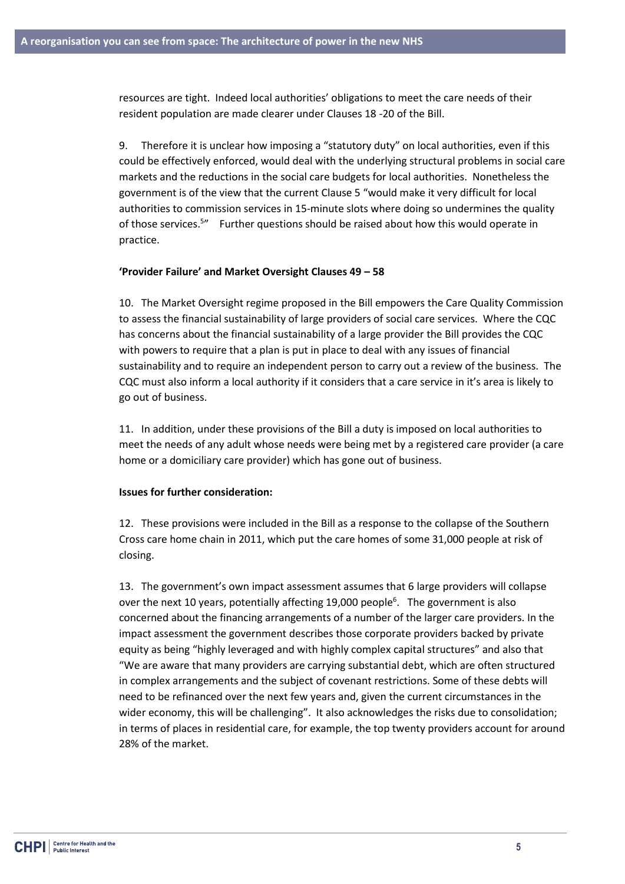resources are tight. Indeed local authorities' obligations to meet the care needs of their resident population are made clearer under Clauses 18 -20 of the Bill.

9. Therefore it is unclear how imposing a "statutory duty" on local authorities, even if this could be effectively enforced, would deal with the underlying structural problems in social care markets and the reductions in the social care budgets for local authorities. Nonetheless the government is of the view that the current Clause 5 "would make it very difficult for local authorities to commission services in 15-minute slots where doing so undermines the quality of those services.[5]" Further questions should be raised about how this would operate in practice.

**'Provider Failure' and Market Oversight Clauses 49 – 58**

10. The Market Oversight regime proposed in the Bill empowers the Care Quality Commission to assess the financial sustainability of large providers of social care services. Where the CQC has concerns about the financial sustainability of a large provider the Bill provides the CQC with powers to require that a plan is put in place to deal with any issues of financial sustainability and to require an independent person to carry out a review of the business. The CQC must also inform a local authority if it considers that a care service in it's area is likely to go out of business.

11. In addition, under these provisions of the Bill a duty is imposed on local authorities to meet the needs of any adult whose needs were being met by a registered care provider (a care home or a domiciliary care provider) which has gone out of business.

**Issues for further consideration:**

12. These provisions were included in the Bill as a response to the collapse of the Southern Cross care home chain in 2011, which put the care homes of some 31,000 people at risk of closing.

13. The government's own impact assessment assumes that 6 large providers will collapse over the next 10 years, potentially affecting 19,000 people[6]. The government is also concerned about the financing arrangements of a number of the larger care providers. In the impact assessment the government describes those corporate providers backed by private equity as being "highly leveraged and with highly complex capital structures" and also that "We are aware that many providers are carrying substantial debt, which are often structured in complex arrangements and the subject of covenant restrictions. Some of these debts will need to be refinanced over the next few years and, given the current circumstances in the wider economy, this will be challenging". It also acknowledges the risks due to consolidation; in terms of places in residential care, for example, the top twenty providers account for around 28% of the market.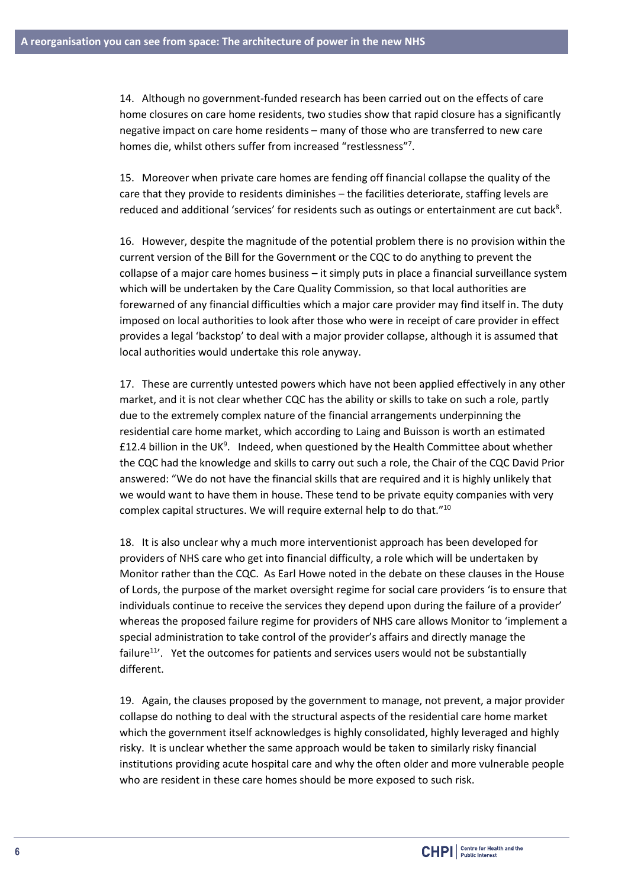14. Although no government-funded research has been carried out on the effects of care home closures on care home residents, two studies show that rapid closure has a significantly negative impact on care home residents – many of those who are transferred to new care homes die, whilst others suffer from increased "restlessness"[7].

15. Moreover when private care homes are fending off financial collapse the quality of the care that they provide to residents diminishes – the facilities deteriorate, staffing levels are reduced and additional 'services' for residents such as outings or entertainment are cut back[8].

16. However, despite the magnitude of the potential problem there is no provision within the current version of the Bill for the Government or the CQC to do anything to prevent the collapse of a major care homes business – it simply puts in place a financial surveillance system which will be undertaken by the Care Quality Commission, so that local authorities are forewarned of any financial difficulties which a major care provider may find itself in. The duty imposed on local authorities to look after those who were in receipt of care provider in effect provides a legal 'backstop' to deal with a major provider collapse, although it is assumed that local authorities would undertake this role anyway.

17. These are currently untested powers which have not been applied effectively in any other market, and it is not clear whether CQC has the ability or skills to take on such a role, partly due to the extremely complex nature of the financial arrangements underpinning the residential care home market, which according to Laing and Buisson is worth an estimated £12.4 billion in the UK[9]. Indeed, when questioned by the Health Committee about whether the CQC had the knowledge and skills to carry out such a role, the Chair of the CQC David Prior answered: "We do not have the financial skills that are required and it is highly unlikely that we would want to have them in house. These tend to be private equity companies with very complex capital structures. We will require external help to do that."[10]

18. It is also unclear why a much more interventionist approach has been developed for providers of NHS care who get into financial difficulty, a role which will be undertaken by Monitor rather than the CQC. As Earl Howe noted in the debate on these clauses in the House of Lords, the purpose of the market oversight regime for social care providers 'is to ensure that individuals continue to receive the services they depend upon during the failure of a provider' whereas the proposed failure regime for providers of NHS care allows Monitor to 'implement a special administration to take control of the provider's affairs and directly manage the failure[11]'. Yet the outcomes for patients and services users would not be substantially different.

19. Again, the clauses proposed by the government to manage, not prevent, a major provider collapse do nothing to deal with the structural aspects of the residential care home market which the government itself acknowledges is highly consolidated, highly leveraged and highly risky. It is unclear whether the same approach would be taken to similarly risky financial institutions providing acute hospital care and why the often older and more vulnerable people who are resident in these care homes should be more exposed to such risk.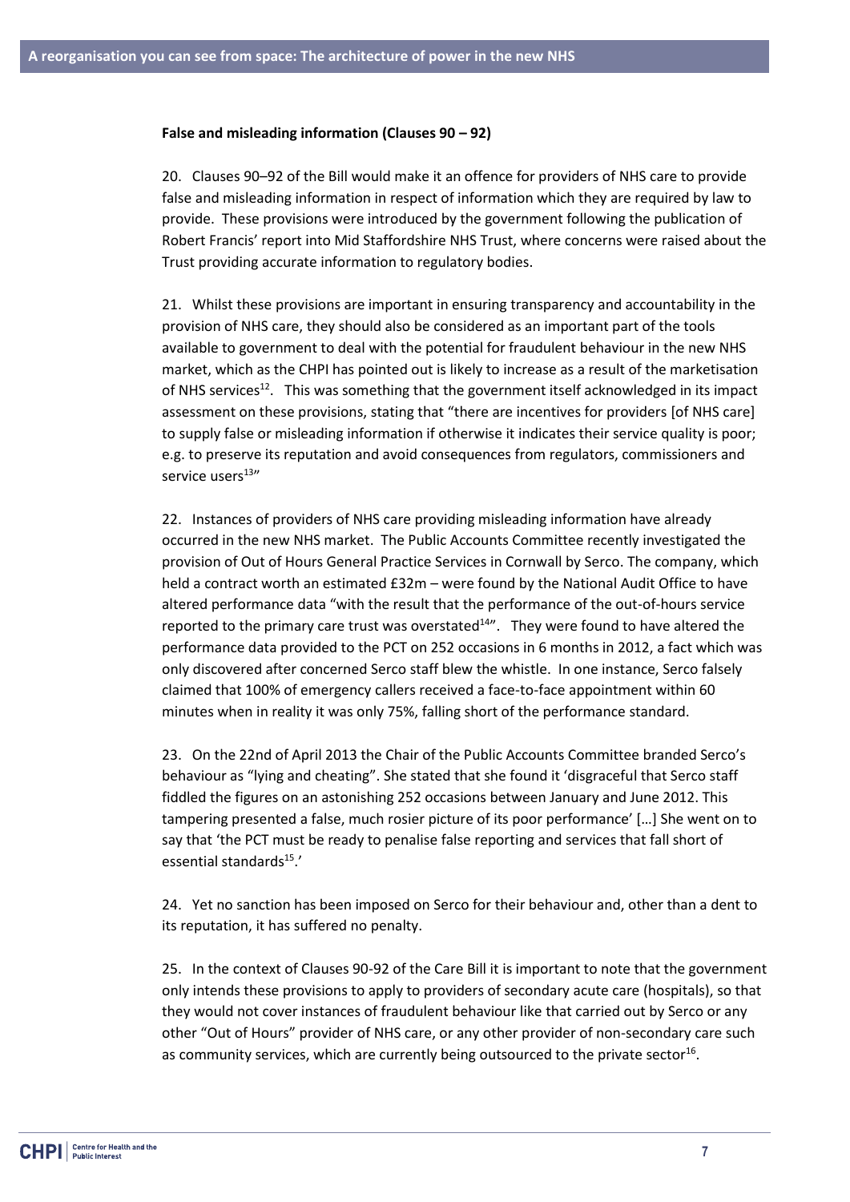**False and misleading information (Clauses 90 – 92)**

20. Clauses 90–92 of the Bill would make it an offence for providers of NHS care to provide false and misleading information in respect of information which they are required by law to provide. These provisions were introduced by the government following the publication of Robert Francis' report into Mid Staffordshire NHS Trust, where concerns were raised about the Trust providing accurate information to regulatory bodies.

21. Whilst these provisions are important in ensuring transparency and accountability in the provision of NHS care, they should also be considered as an important part of the tools available to government to deal with the potential for fraudulent behaviour in the new NHS market, which as the CHPI has pointed out is likely to increase as a result of the marketisation of NHS services[12]. This was something that the government itself acknowledged in its impact assessment on these provisions, stating that "there are incentives for providers [of NHS care] to supply false or misleading information if otherwise it indicates their service quality is poor; e.g. to preserve its reputation and avoid consequences from regulators, commissioners and service users[13]"

22. Instances of providers of NHS care providing misleading information have already occurred in the new NHS market. The Public Accounts Committee recently investigated the provision of Out of Hours General Practice Services in Cornwall by Serco. The company, which held a contract worth an estimated £32m – were found by the National Audit Office to have altered performance data "with the result that the performance of the out-of-hours service reported to the primary care trust was overstated[14]". They were found to have altered the performance data provided to the PCT on 252 occasions in 6 months in 2012, a fact which was only discovered after concerned Serco staff blew the whistle. In one instance, Serco falsely claimed that 100% of emergency callers received a face-to-face appointment within 60 minutes when in reality it was only 75%, falling short of the performance standard.

23. On the 22nd of April 2013 the Chair of the Public Accounts Committee branded Serco's behaviour as "lying and cheating". She stated that she found it 'disgraceful that Serco staff fiddled the figures on an astonishing 252 occasions between January and June 2012. This tampering presented a false, much rosier picture of its poor performance' […] She went on to say that 'the PCT must be ready to penalise false reporting and services that fall short of essential standards[15].'

24. Yet no sanction has been imposed on Serco for their behaviour and, other than a dent to its reputation, it has suffered no penalty.

25. In the context of Clauses 90-92 of the Care Bill it is important to note that the government only intends these provisions to apply to providers of secondary acute care (hospitals), so that they would not cover instances of fraudulent behaviour like that carried out by Serco or any other "Out of Hours" provider of NHS care, or any other provider of non-secondary care such as community services, which are currently being outsourced to the private sector[16].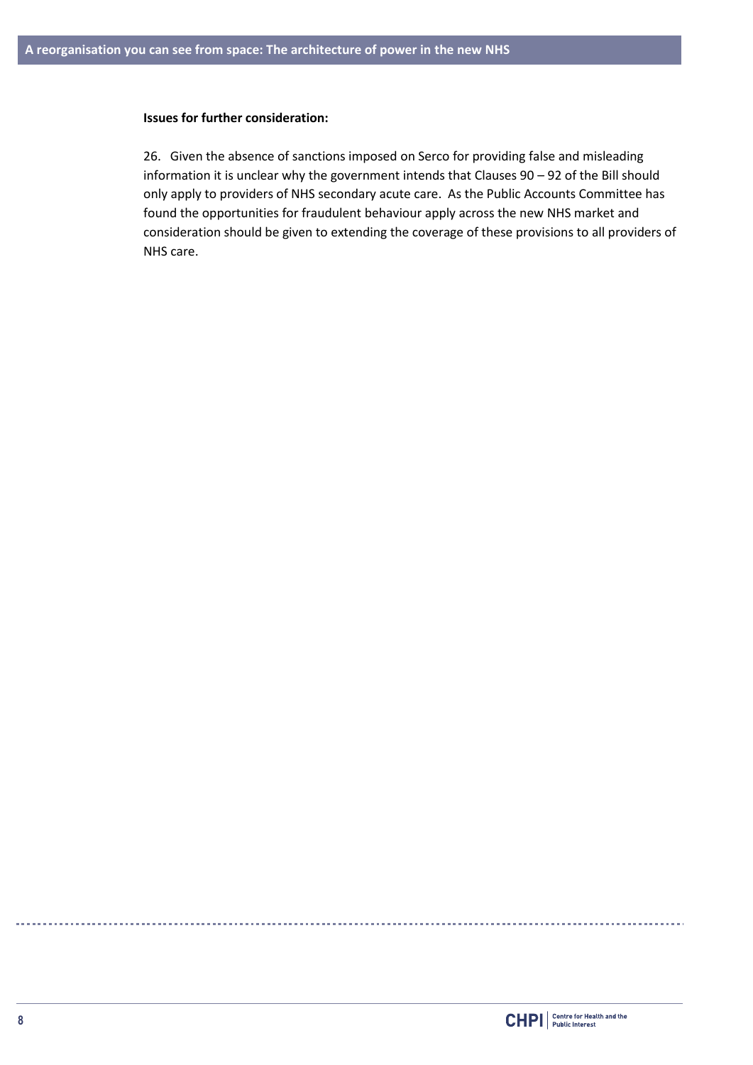**Issues for further consideration:**

26. Given the absence of sanctions imposed on Serco for providing false and misleading information it is unclear why the government intends that Clauses 90 – 92 of the Bill should only apply to providers of NHS secondary acute care. As the Public Accounts Committee has found the opportunities for fraudulent behaviour apply across the new NHS market and consideration should be given to extending the coverage of these provisions to all providers of NHS care.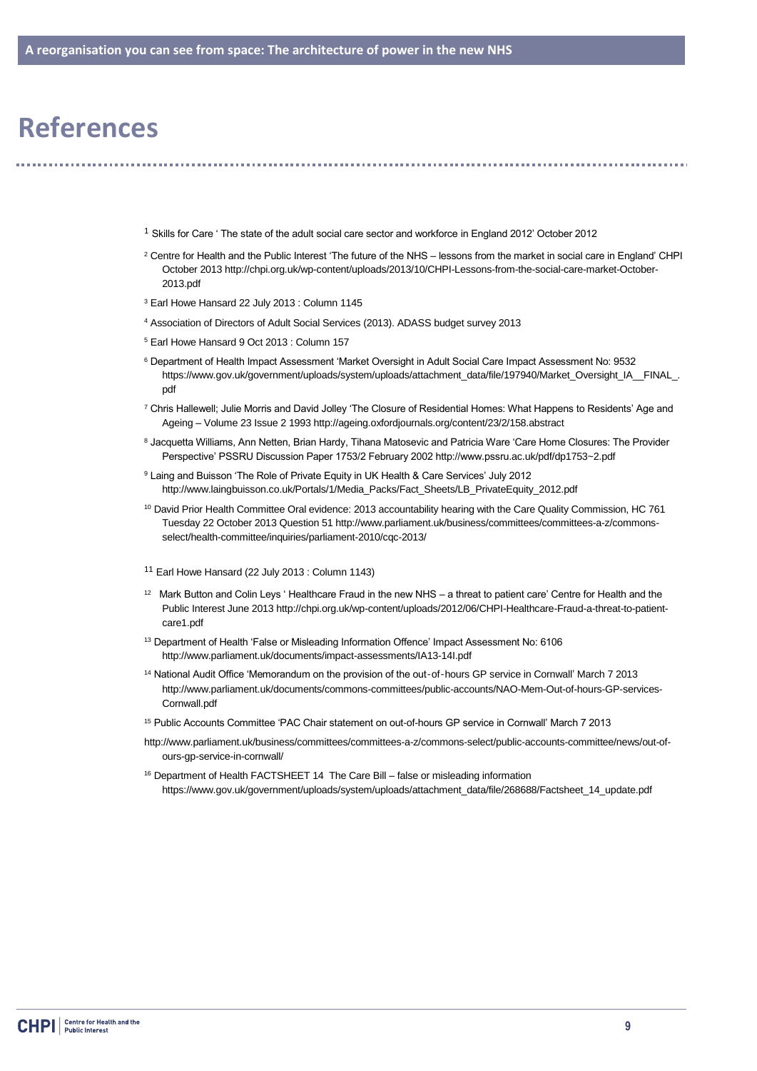# References

[1] Skills for Care ' The state of the adult social care sector and workforce in England 2012' October 2012

[2] Centre for Health and the Public Interest 'The future of the NHS – lessons from the market in social care in England' CHPI October 2013 http://chpi.org.uk/wp-content/uploads/2013/10/CHPI-Lessons-from-the-social-care-market-October-2013.pdf

[3] Earl Howe Hansard 22 July 2013 : Column 1145

[4] Association of Directors of Adult Social Services (2013). ADASS budget survey 2013

[5] Earl Howe Hansard 9 Oct 2013 : Column 157

[6] Department of Health Impact Assessment 'Market Oversight in Adult Social Care Impact Assessment No: 9532 https://www.gov.uk/government/uploads/system/uploads/attachment_data/file/197940/Market_Oversight_IA__FINAL_.pdf

[7] Chris Hallewell; Julie Morris and David Jolley 'The Closure of Residential Homes: What Happens to Residents' Age and Ageing – Volume 23 Issue 2 1993 http://ageing.oxfordjournals.org/content/23/2/158.abstract

[8] Jacquetta Williams, Ann Netten, Brian Hardy, Tihana Matosevic and Patricia Ware 'Care Home Closures: The Provider Perspective' PSSRU Discussion Paper 1753/2 February 2002 http://www.pssru.ac.uk/pdf/dp1753~2.pdf

[9] Laing and Buisson 'The Role of Private Equity in UK Health & Care Services' July 2012 http://www.laingbuisson.co.uk/Portals/1/Media_Packs/Fact_Sheets/LB_PrivateEquity_2012.pdf

[10] David Prior Health Committee Oral evidence: 2013 accountability hearing with the Care Quality Commission, HC 761 Tuesday 22 October 2013 Question 51 http://www.parliament.uk/business/committees/committees-a-z/commons-select/health-committee/inquiries/parliament-2010/cqc-2013/

[11] Earl Howe Hansard (22 July 2013 : Column 1143)

[12] Mark Button and Colin Leys ' Healthcare Fraud in the new NHS – a threat to patient care' Centre for Health and the Public Interest June 2013 http://chpi.org.uk/wp-content/uploads/2012/06/CHPI-Healthcare-Fraud-a-threat-to-patient-care1.pdf

[13] Department of Health 'False or Misleading Information Offence' Impact Assessment No: 6106 http://www.parliament.uk/documents/impact-assessments/IA13-14I.pdf

[14] National Audit Office 'Memorandum on the provision of the out-of-hours GP service in Cornwall' March 7 2013 http://www.parliament.uk/documents/commons-committees/public-accounts/NAO-Mem-Out-of-hours-GP-services-Cornwall.pdf

[15] Public Accounts Committee 'PAC Chair statement on out-of-hours GP service in Cornwall' March 7 2013 http://www.parliament.uk/business/committees/committees-a-z/commons-select/public-accounts-committee/news/out-of-ours-gp-service-in-cornwall/

[16] Department of Health FACTSHEET 14 The Care Bill – false or misleading information https://www.gov.uk/government/uploads/system/uploads/attachment_data/file/268688/Factsheet_14_update.pdf